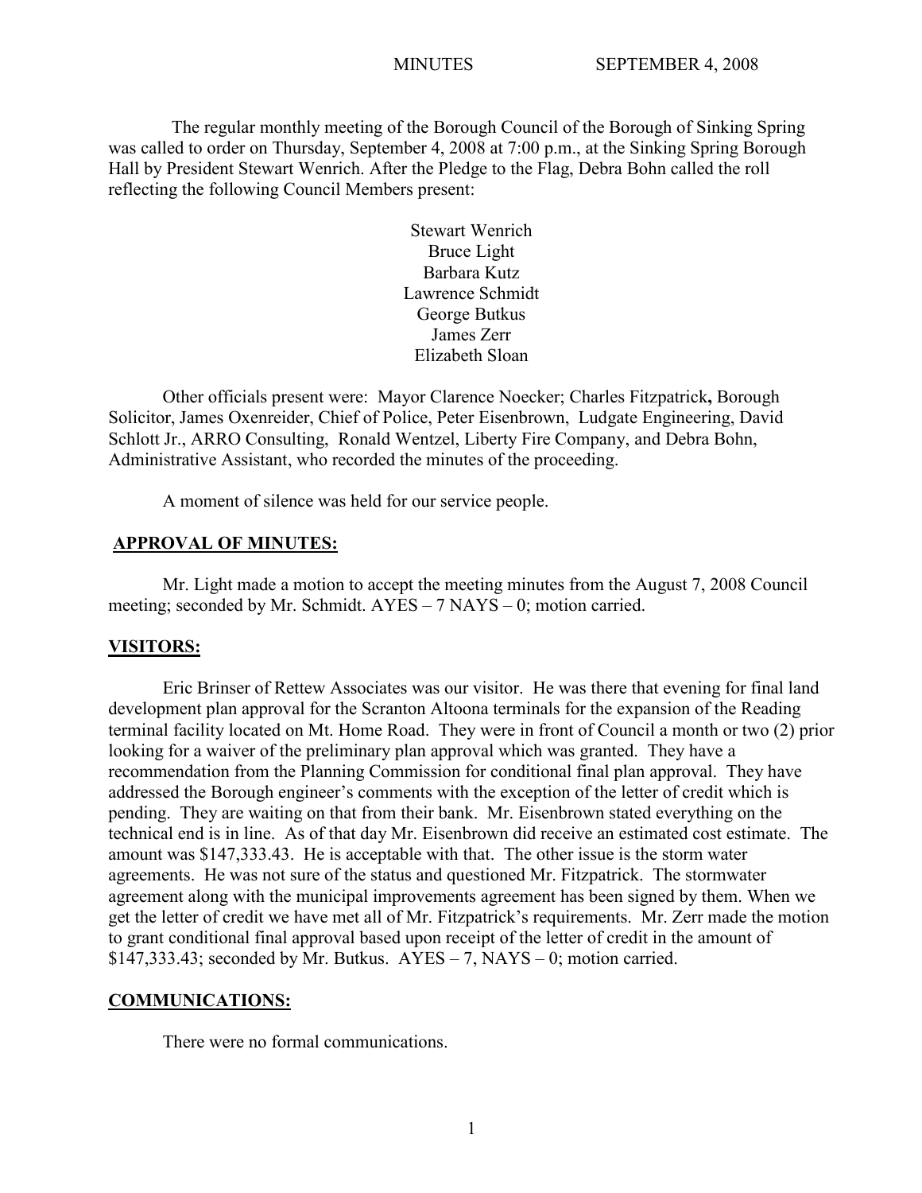MINUTES SEPTEMBER 4, 2008

The regular monthly meeting of the Borough Council of the Borough of Sinking Spring was called to order on Thursday, September 4, 2008 at 7:00 p.m., at the Sinking Spring Borough Hall by President Stewart Wenrich. After the Pledge to the Flag, Debra Bohn called the roll reflecting the following Council Members present:

Stewart Wenrich
Bruce Light
Barbara Kutz
Lawrence Schmidt
George Butkus
James Zerr
Elizabeth Sloan

Other officials present were: Mayor Clarence Noecker; Charles Fitzpatrick**,** Borough Solicitor, James Oxenreider, Chief of Police, Peter Eisenbrown, Ludgate Engineering, David Schlott Jr., ARRO Consulting, Ronald Wentzel, Liberty Fire Company, and Debra Bohn, Administrative Assistant, who recorded the minutes of the proceeding.

A moment of silence was held for our service people.

## **APPROVAL OF MINUTES:**

Mr. Light made a motion to accept the meeting minutes from the August 7, 2008 Council meeting; seconded by Mr. Schmidt. AYES – 7 NAYS – 0; motion carried.

## **VISITORS:**

Eric Brinser of Rettew Associates was our visitor. He was there that evening for final land development plan approval for the Scranton Altoona terminals for the expansion of the Reading terminal facility located on Mt. Home Road. They were in front of Council a month or two (2) prior looking for a waiver of the preliminary plan approval which was granted. They have a recommendation from the Planning Commission for conditional final plan approval. They have addressed the Borough engineer's comments with the exception of the letter of credit which is pending. They are waiting on that from their bank. Mr. Eisenbrown stated everything on the technical end is in line. As of that day Mr. Eisenbrown did receive an estimated cost estimate. The amount was $147,333.43. He is acceptable with that. The other issue is the storm water agreements. He was not sure of the status and questioned Mr. Fitzpatrick. The stormwater agreement along with the municipal improvements agreement has been signed by them. When we get the letter of credit we have met all of Mr. Fitzpatrick's requirements. Mr. Zerr made the motion to grant conditional final approval based upon receipt of the letter of credit in the amount of $147,333.43; seconded by Mr. Butkus. AYES – 7, NAYS – 0; motion carried.

## **COMMUNICATIONS:**

There were no formal communications.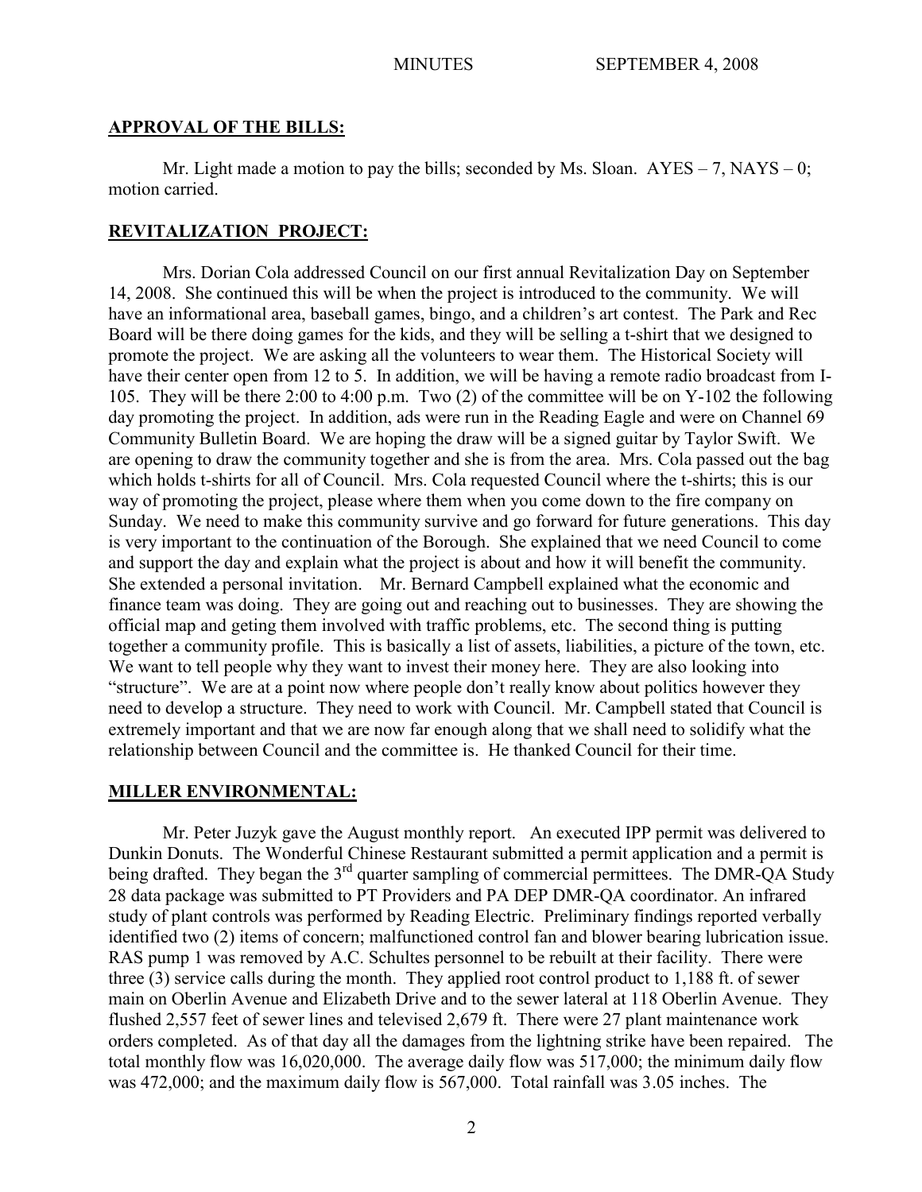## APPROVAL OF THE BILLS:

Mr. Light made a motion to pay the bills; seconded by Ms. Sloan. AYES – 7, NAYS – 0; motion carried.

## REVITALIZATION PROJECT:

Mrs. Dorian Cola addressed Council on our first annual Revitalization Day on September 14, 2008. She continued this will be when the project is introduced to the community. We will have an informational area, baseball games, bingo, and a children's art contest. The Park and Rec Board will be there doing games for the kids, and they will be selling a t-shirt that we designed to promote the project. We are asking all the volunteers to wear them. The Historical Society will have their center open from 12 to 5. In addition, we will be having a remote radio broadcast from I-105. They will be there 2:00 to 4:00 p.m. Two (2) of the committee will be on Y-102 the following day promoting the project. In addition, ads were run in the Reading Eagle and were on Channel 69 Community Bulletin Board. We are hoping the draw will be a signed guitar by Taylor Swift. We are opening to draw the community together and she is from the area. Mrs. Cola passed out the bag which holds t-shirts for all of Council. Mrs. Cola requested Council where the t-shirts; this is our way of promoting the project, please where them when you come down to the fire company on Sunday. We need to make this community survive and go forward for future generations. This day is very important to the continuation of the Borough. She explained that we need Council to come and support the day and explain what the project is about and how it will benefit the community. She extended a personal invitation. Mr. Bernard Campbell explained what the economic and finance team was doing. They are going out and reaching out to businesses. They are showing the official map and geting them involved with traffic problems, etc. The second thing is putting together a community profile. This is basically a list of assets, liabilities, a picture of the town, etc. We want to tell people why they want to invest their money here. They are also looking into "structure". We are at a point now where people don't really know about politics however they need to develop a structure. They need to work with Council. Mr. Campbell stated that Council is extremely important and that we are now far enough along that we shall need to solidify what the relationship between Council and the committee is. He thanked Council for their time.

## MILLER ENVIRONMENTAL:

Mr. Peter Juzyk gave the August monthly report. An executed IPP permit was delivered to Dunkin Donuts. The Wonderful Chinese Restaurant submitted a permit application and a permit is being drafted. They began the 3rd quarter sampling of commercial permittees. The DMR-QA Study 28 data package was submitted to PT Providers and PA DEP DMR-QA coordinator. An infrared study of plant controls was performed by Reading Electric. Preliminary findings reported verbally identified two (2) items of concern; malfunctioned control fan and blower bearing lubrication issue. RAS pump 1 was removed by A.C. Schultes personnel to be rebuilt at their facility. There were three (3) service calls during the month. They applied root control product to 1,188 ft. of sewer main on Oberlin Avenue and Elizabeth Drive and to the sewer lateral at 118 Oberlin Avenue. They flushed 2,557 feet of sewer lines and televised 2,679 ft. There were 27 plant maintenance work orders completed. As of that day all the damages from the lightning strike have been repaired. The total monthly flow was 16,020,000. The average daily flow was 517,000; the minimum daily flow was 472,000; and the maximum daily flow is 567,000. Total rainfall was 3.05 inches. The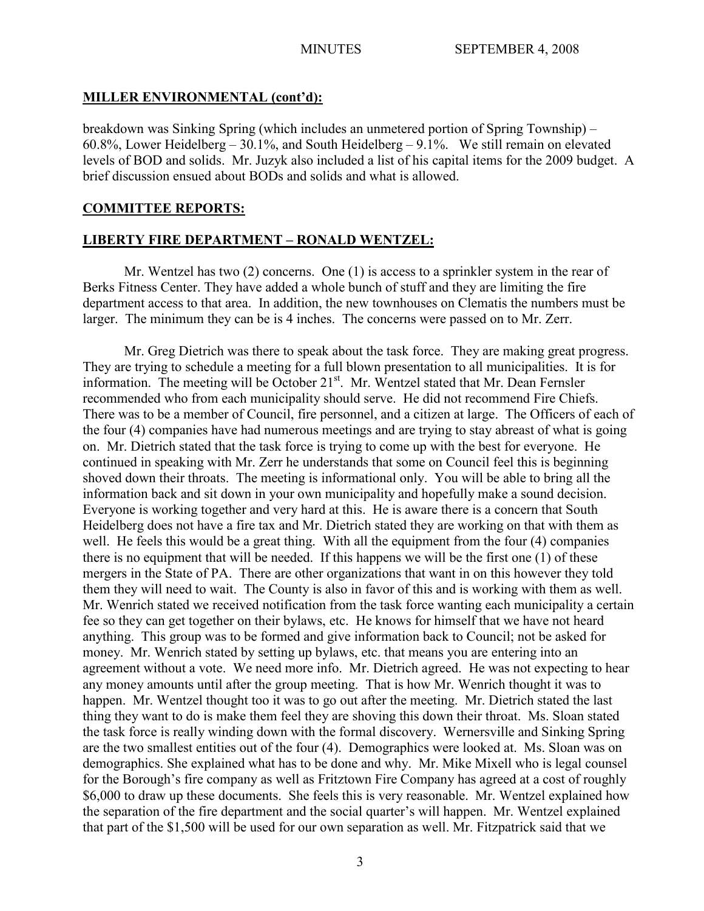**MILLER ENVIRONMENTAL (cont'd):**

breakdown was Sinking Spring (which includes an unmetered portion of Spring Township) – 60.8%, Lower Heidelberg – 30.1%, and South Heidelberg – 9.1%. We still remain on elevated levels of BOD and solids. Mr. Juzyk also included a list of his capital items for the 2009 budget. A brief discussion ensued about BODs and solids and what is allowed.

**COMMITTEE REPORTS:**

**LIBERTY FIRE DEPARTMENT – RONALD WENTZEL:**

Mr. Wentzel has two (2) concerns. One (1) is access to a sprinkler system in the rear of Berks Fitness Center. They have added a whole bunch of stuff and they are limiting the fire department access to that area. In addition, the new townhouses on Clematis the numbers must be larger. The minimum they can be is 4 inches. The concerns were passed on to Mr. Zerr.

Mr. Greg Dietrich was there to speak about the task force. They are making great progress. They are trying to schedule a meeting for a full blown presentation to all municipalities. It is for information. The meeting will be October 21st. Mr. Wentzel stated that Mr. Dean Fernsler recommended who from each municipality should serve. He did not recommend Fire Chiefs. There was to be a member of Council, fire personnel, and a citizen at large. The Officers of each of the four (4) companies have had numerous meetings and are trying to stay abreast of what is going on. Mr. Dietrich stated that the task force is trying to come up with the best for everyone. He continued in speaking with Mr. Zerr he understands that some on Council feel this is beginning shoved down their throats. The meeting is informational only. You will be able to bring all the information back and sit down in your own municipality and hopefully make a sound decision. Everyone is working together and very hard at this. He is aware there is a concern that South Heidelberg does not have a fire tax and Mr. Dietrich stated they are working on that with them as well. He feels this would be a great thing. With all the equipment from the four (4) companies there is no equipment that will be needed. If this happens we will be the first one (1) of these mergers in the State of PA. There are other organizations that want in on this however they told them they will need to wait. The County is also in favor of this and is working with them as well. Mr. Wenrich stated we received notification from the task force wanting each municipality a certain fee so they can get together on their bylaws, etc. He knows for himself that we have not heard anything. This group was to be formed and give information back to Council; not be asked for money. Mr. Wenrich stated by setting up bylaws, etc. that means you are entering into an agreement without a vote. We need more info. Mr. Dietrich agreed. He was not expecting to hear any money amounts until after the group meeting. That is how Mr. Wenrich thought it was to happen. Mr. Wentzel thought too it was to go out after the meeting. Mr. Dietrich stated the last thing they want to do is make them feel they are shoving this down their throat. Ms. Sloan stated the task force is really winding down with the formal discovery. Wernersville and Sinking Spring are the two smallest entities out of the four (4). Demographics were looked at. Ms. Sloan was on demographics. She explained what has to be done and why. Mr. Mike Mixell who is legal counsel for the Borough's fire company as well as Fritztown Fire Company has agreed at a cost of roughly $6,000 to draw up these documents. She feels this is very reasonable. Mr. Wentzel explained how the separation of the fire department and the social quarter's will happen. Mr. Wentzel explained that part of the $1,500 will be used for our own separation as well. Mr. Fitzpatrick said that we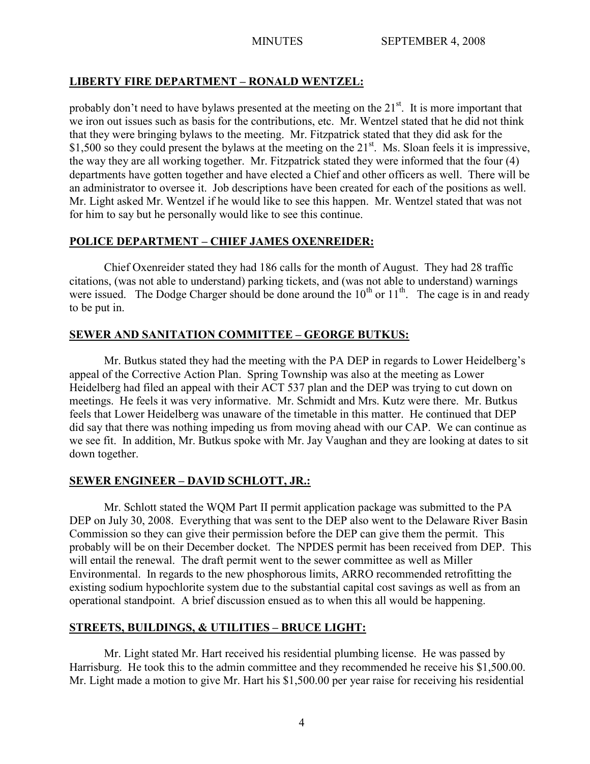## LIBERTY FIRE DEPARTMENT – RONALD WENTZEL:

probably don't need to have bylaws presented at the meeting on the 21st. It is more important that we iron out issues such as basis for the contributions, etc. Mr. Wentzel stated that he did not think that they were bringing bylaws to the meeting. Mr. Fitzpatrick stated that they did ask for the $1,500 so they could present the bylaws at the meeting on the 21st. Ms. Sloan feels it is impressive, the way they are all working together. Mr. Fitzpatrick stated they were informed that the four (4) departments have gotten together and have elected a Chief and other officers as well. There will be an administrator to oversee it. Job descriptions have been created for each of the positions as well. Mr. Light asked Mr. Wentzel if he would like to see this happen. Mr. Wentzel stated that was not for him to say but he personally would like to see this continue.

## POLICE DEPARTMENT – CHIEF JAMES OXENREIDER:

Chief Oxenreider stated they had 186 calls for the month of August. They had 28 traffic citations, (was not able to understand) parking tickets, and (was not able to understand) warnings were issued. The Dodge Charger should be done around the 10th or 11th. The cage is in and ready to be put in.

## SEWER AND SANITATION COMMITTEE – GEORGE BUTKUS:

Mr. Butkus stated they had the meeting with the PA DEP in regards to Lower Heidelberg's appeal of the Corrective Action Plan. Spring Township was also at the meeting as Lower Heidelberg had filed an appeal with their ACT 537 plan and the DEP was trying to cut down on meetings. He feels it was very informative. Mr. Schmidt and Mrs. Kutz were there. Mr. Butkus feels that Lower Heidelberg was unaware of the timetable in this matter. He continued that DEP did say that there was nothing impeding us from moving ahead with our CAP. We can continue as we see fit. In addition, Mr. Butkus spoke with Mr. Jay Vaughan and they are looking at dates to sit down together.

## SEWER ENGINEER – DAVID SCHLOTT, JR.:

Mr. Schlott stated the WQM Part II permit application package was submitted to the PA DEP on July 30, 2008. Everything that was sent to the DEP also went to the Delaware River Basin Commission so they can give their permission before the DEP can give them the permit. This probably will be on their December docket. The NPDES permit has been received from DEP. This will entail the renewal. The draft permit went to the sewer committee as well as Miller Environmental. In regards to the new phosphorous limits, ARRO recommended retrofitting the existing sodium hypochlorite system due to the substantial capital cost savings as well as from an operational standpoint. A brief discussion ensued as to when this all would be happening.

## STREETS, BUILDINGS, & UTILITIES – BRUCE LIGHT:

Mr. Light stated Mr. Hart received his residential plumbing license. He was passed by Harrisburg. He took this to the admin committee and they recommended he receive his $1,500.00. Mr. Light made a motion to give Mr. Hart his $1,500.00 per year raise for receiving his residential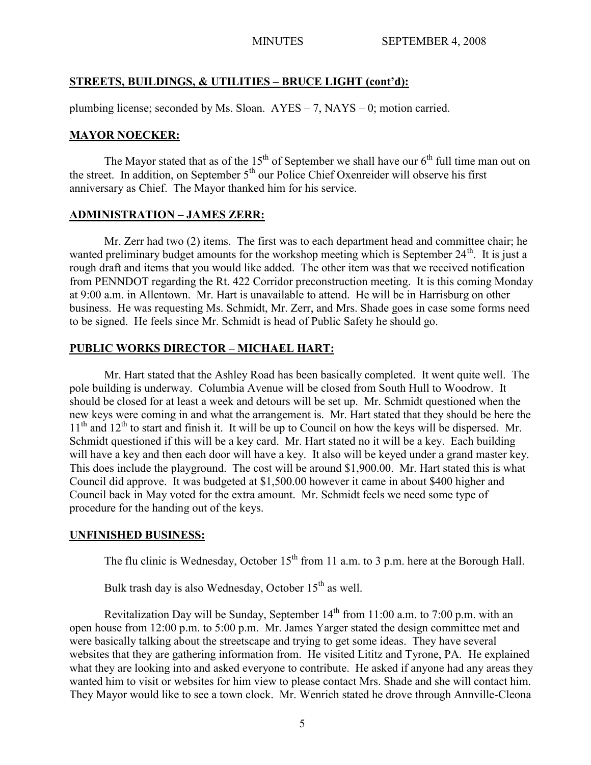**STREETS, BUILDINGS, & UTILITIES – BRUCE LIGHT (cont'd):**

plumbing license; seconded by Ms. Sloan. AYES – 7, NAYS – 0; motion carried.

**MAYOR NOECKER:**

The Mayor stated that as of the 15th of September we shall have our 6th full time man out on the street. In addition, on September 5th our Police Chief Oxenreider will observe his first anniversary as Chief. The Mayor thanked him for his service.

**ADMINISTRATION – JAMES ZERR:**

Mr. Zerr had two (2) items. The first was to each department head and committee chair; he wanted preliminary budget amounts for the workshop meeting which is September 24th. It is just a rough draft and items that you would like added. The other item was that we received notification from PENNDOT regarding the Rt. 422 Corridor preconstruction meeting. It is this coming Monday at 9:00 a.m. in Allentown. Mr. Hart is unavailable to attend. He will be in Harrisburg on other business. He was requesting Ms. Schmidt, Mr. Zerr, and Mrs. Shade goes in case some forms need to be signed. He feels since Mr. Schmidt is head of Public Safety he should go.

**PUBLIC WORKS DIRECTOR – MICHAEL HART:**

Mr. Hart stated that the Ashley Road has been basically completed. It went quite well. The pole building is underway. Columbia Avenue will be closed from South Hull to Woodrow. It should be closed for at least a week and detours will be set up. Mr. Schmidt questioned when the new keys were coming in and what the arrangement is. Mr. Hart stated that they should be here the 11th and 12th to start and finish it. It will be up to Council on how the keys will be dispersed. Mr. Schmidt questioned if this will be a key card. Mr. Hart stated no it will be a key. Each building will have a key and then each door will have a key. It also will be keyed under a grand master key. This does include the playground. The cost will be around $1,900.00. Mr. Hart stated this is what Council did approve. It was budgeted at $1,500.00 however it came in about $400 higher and Council back in May voted for the extra amount. Mr. Schmidt feels we need some type of procedure for the handing out of the keys.

**UNFINISHED BUSINESS:**

The flu clinic is Wednesday, October 15th from 11 a.m. to 3 p.m. here at the Borough Hall.

Bulk trash day is also Wednesday, October 15th as well.

Revitalization Day will be Sunday, September 14th from 11:00 a.m. to 7:00 p.m. with an open house from 12:00 p.m. to 5:00 p.m. Mr. James Yarger stated the design committee met and were basically talking about the streetscape and trying to get some ideas. They have several websites that they are gathering information from. He visited Lititz and Tyrone, PA. He explained what they are looking into and asked everyone to contribute. He asked if anyone had any areas they wanted him to visit or websites for him view to please contact Mrs. Shade and she will contact him. They Mayor would like to see a town clock. Mr. Wenrich stated he drove through Annville-Cleona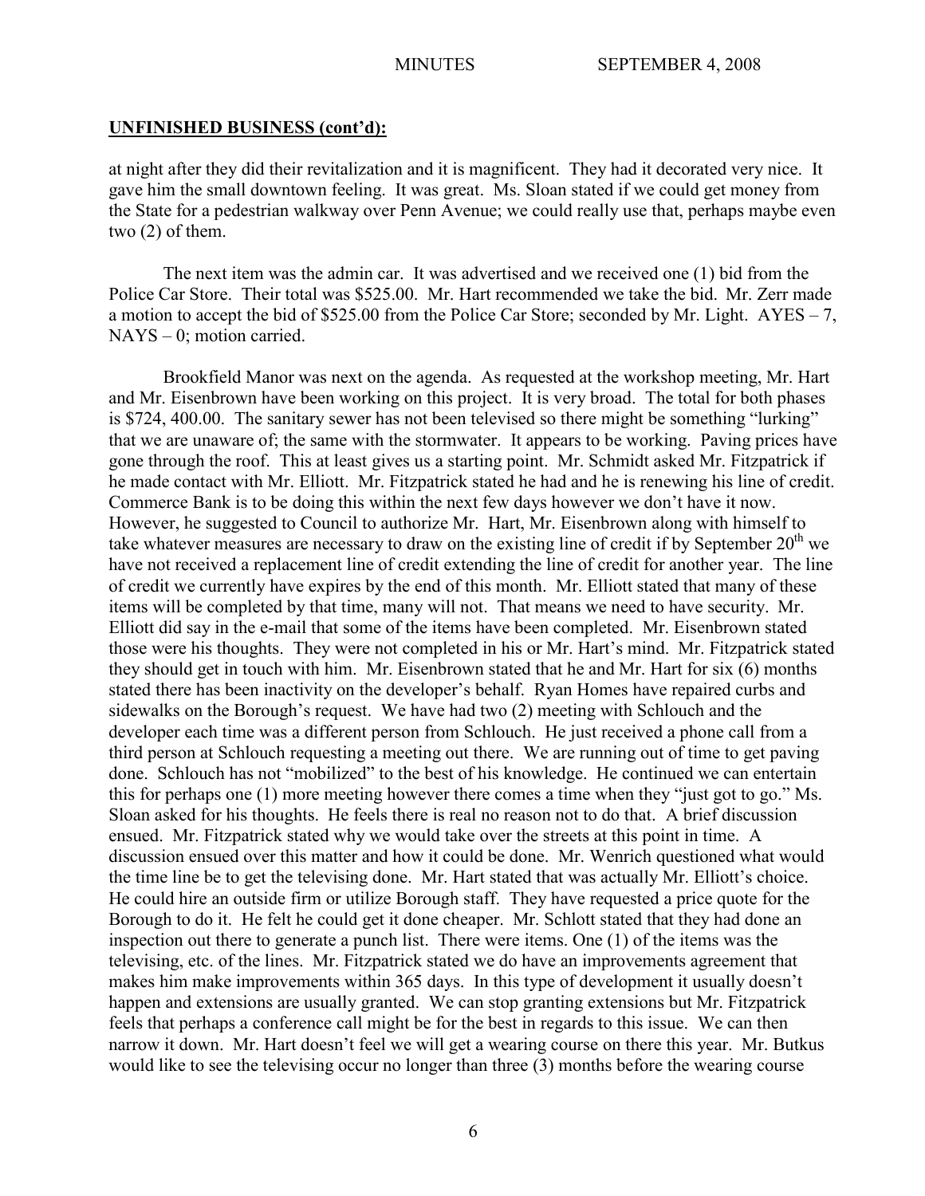**UNFINISHED BUSINESS (cont'd):**

at night after they did their revitalization and it is magnificent. They had it decorated very nice. It gave him the small downtown feeling. It was great. Ms. Sloan stated if we could get money from the State for a pedestrian walkway over Penn Avenue; we could really use that, perhaps maybe even two (2) of them.

The next item was the admin car. It was advertised and we received one (1) bid from the Police Car Store. Their total was $525.00. Mr. Hart recommended we take the bid. Mr. Zerr made a motion to accept the bid of $525.00 from the Police Car Store; seconded by Mr. Light. AYES – 7, NAYS – 0; motion carried.

Brookfield Manor was next on the agenda. As requested at the workshop meeting, Mr. Hart and Mr. Eisenbrown have been working on this project. It is very broad. The total for both phases is $724, 400.00. The sanitary sewer has not been televised so there might be something "lurking" that we are unaware of; the same with the stormwater. It appears to be working. Paving prices have gone through the roof. This at least gives us a starting point. Mr. Schmidt asked Mr. Fitzpatrick if he made contact with Mr. Elliott. Mr. Fitzpatrick stated he had and he is renewing his line of credit. Commerce Bank is to be doing this within the next few days however we don't have it now. However, he suggested to Council to authorize Mr. Hart, Mr. Eisenbrown along with himself to take whatever measures are necessary to draw on the existing line of credit if by September 20th we have not received a replacement line of credit extending the line of credit for another year. The line of credit we currently have expires by the end of this month. Mr. Elliott stated that many of these items will be completed by that time, many will not. That means we need to have security. Mr. Elliott did say in the e-mail that some of the items have been completed. Mr. Eisenbrown stated those were his thoughts. They were not completed in his or Mr. Hart's mind. Mr. Fitzpatrick stated they should get in touch with him. Mr. Eisenbrown stated that he and Mr. Hart for six (6) months stated there has been inactivity on the developer's behalf. Ryan Homes have repaired curbs and sidewalks on the Borough's request. We have had two (2) meeting with Schlouch and the developer each time was a different person from Schlouch. He just received a phone call from a third person at Schlouch requesting a meeting out there. We are running out of time to get paving done. Schlouch has not "mobilized" to the best of his knowledge. He continued we can entertain this for perhaps one (1) more meeting however there comes a time when they "just got to go." Ms. Sloan asked for his thoughts. He feels there is real no reason not to do that. A brief discussion ensued. Mr. Fitzpatrick stated why we would take over the streets at this point in time. A discussion ensued over this matter and how it could be done. Mr. Wenrich questioned what would the time line be to get the televising done. Mr. Hart stated that was actually Mr. Elliott's choice. He could hire an outside firm or utilize Borough staff. They have requested a price quote for the Borough to do it. He felt he could get it done cheaper. Mr. Schlott stated that they had done an inspection out there to generate a punch list. There were items. One (1) of the items was the televising, etc. of the lines. Mr. Fitzpatrick stated we do have an improvements agreement that makes him make improvements within 365 days. In this type of development it usually doesn't happen and extensions are usually granted. We can stop granting extensions but Mr. Fitzpatrick feels that perhaps a conference call might be for the best in regards to this issue. We can then narrow it down. Mr. Hart doesn't feel we will get a wearing course on there this year. Mr. Butkus would like to see the televising occur no longer than three (3) months before the wearing course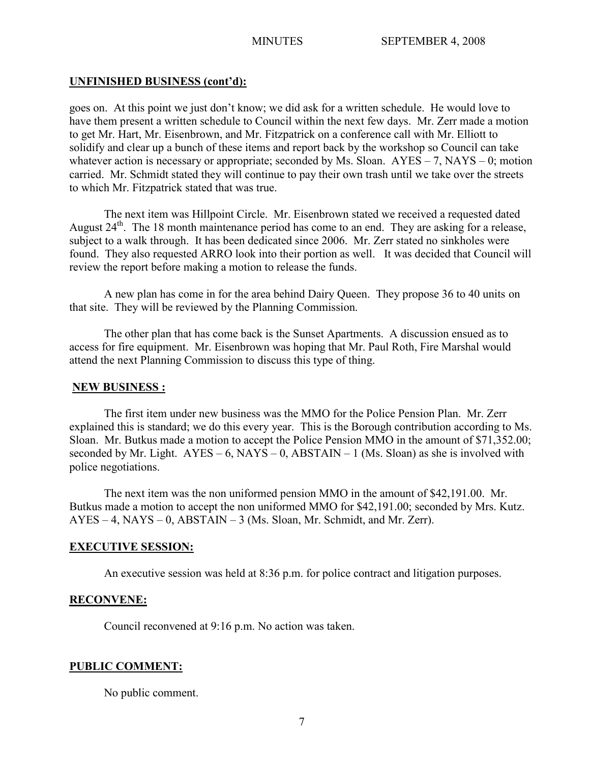**UNFINISHED BUSINESS (cont'd):**

goes on. At this point we just don't know; we did ask for a written schedule. He would love to have them present a written schedule to Council within the next few days. Mr. Zerr made a motion to get Mr. Hart, Mr. Eisenbrown, and Mr. Fitzpatrick on a conference call with Mr. Elliott to solidify and clear up a bunch of these items and report back by the workshop so Council can take whatever action is necessary or appropriate; seconded by Ms. Sloan. AYES – 7, NAYS – 0; motion carried. Mr. Schmidt stated they will continue to pay their own trash until we take over the streets to which Mr. Fitzpatrick stated that was true.

The next item was Hillpoint Circle. Mr. Eisenbrown stated we received a requested dated August 24th. The 18 month maintenance period has come to an end. They are asking for a release, subject to a walk through. It has been dedicated since 2006. Mr. Zerr stated no sinkholes were found. They also requested ARRO look into their portion as well. It was decided that Council will review the report before making a motion to release the funds.

A new plan has come in for the area behind Dairy Queen. They propose 36 to 40 units on that site. They will be reviewed by the Planning Commission.

The other plan that has come back is the Sunset Apartments. A discussion ensued as to access for fire equipment. Mr. Eisenbrown was hoping that Mr. Paul Roth, Fire Marshal would attend the next Planning Commission to discuss this type of thing.

**NEW BUSINESS :**

The first item under new business was the MMO for the Police Pension Plan. Mr. Zerr explained this is standard; we do this every year. This is the Borough contribution according to Ms. Sloan. Mr. Butkus made a motion to accept the Police Pension MMO in the amount of $71,352.00; seconded by Mr. Light. AYES – 6, NAYS – 0, ABSTAIN – 1 (Ms. Sloan) as she is involved with police negotiations.

The next item was the non uniformed pension MMO in the amount of $42,191.00. Mr. Butkus made a motion to accept the non uniformed MMO for $42,191.00; seconded by Mrs. Kutz. AYES – 4, NAYS – 0, ABSTAIN – 3 (Ms. Sloan, Mr. Schmidt, and Mr. Zerr).

**EXECUTIVE SESSION:**

An executive session was held at 8:36 p.m. for police contract and litigation purposes.

**RECONVENE:**

Council reconvened at 9:16 p.m. No action was taken.

**PUBLIC COMMENT:**

No public comment.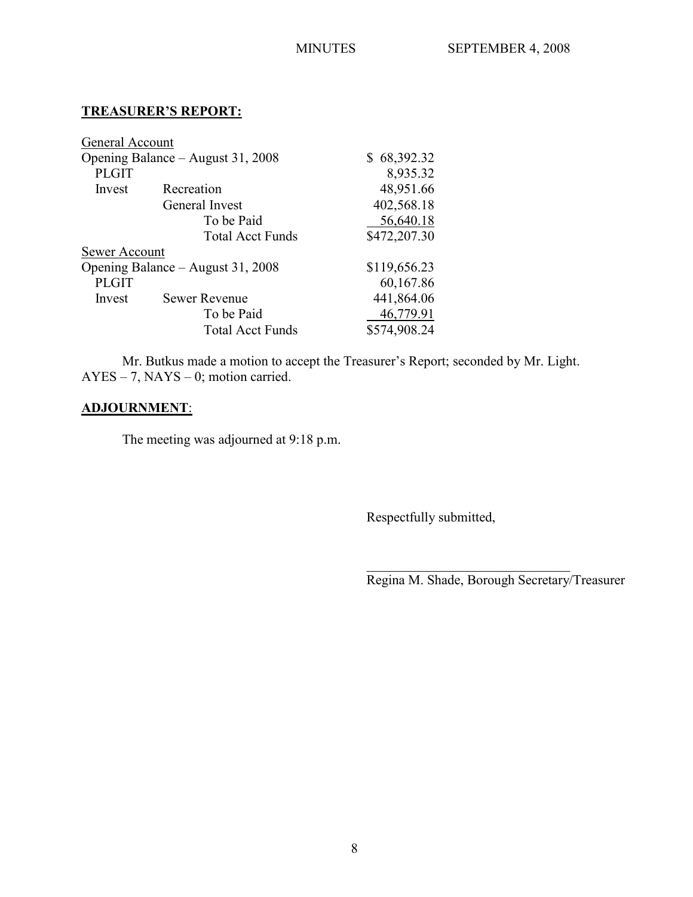**TREASURER'S REPORT:**

| | | | |
|---|---|---|---|
| General Account | | | |
| Opening Balance – August 31, 2008 | | | $ 68,392.32 |
| PLGIT | | | 8,935.32 |
| Invest | Recreation | | 48,951.66 |
| | General Invest | | 402,568.18 |
| | | To be Paid | 56,640.18 |
| | | Total Acct Funds | $472,207.30 |
| Sewer Account | | | |
| Opening Balance – August 31, 2008 | | | $119,656.23 |
| PLGIT | | | 60,167.86 |
| Invest | Sewer Revenue | | 441,864.06 |
| | | To be Paid | 46,779.91 |
| | | Total Acct Funds | $574,908.24 |

Mr. Butkus made a motion to accept the Treasurer's Report; seconded by Mr. Light. AYES – 7, NAYS – 0; motion carried.

**ADJOURNMENT**:

The meeting was adjourned at 9:18 p.m.

Respectfully submitted,

______________________________

Regina M. Shade, Borough Secretary/Treasurer